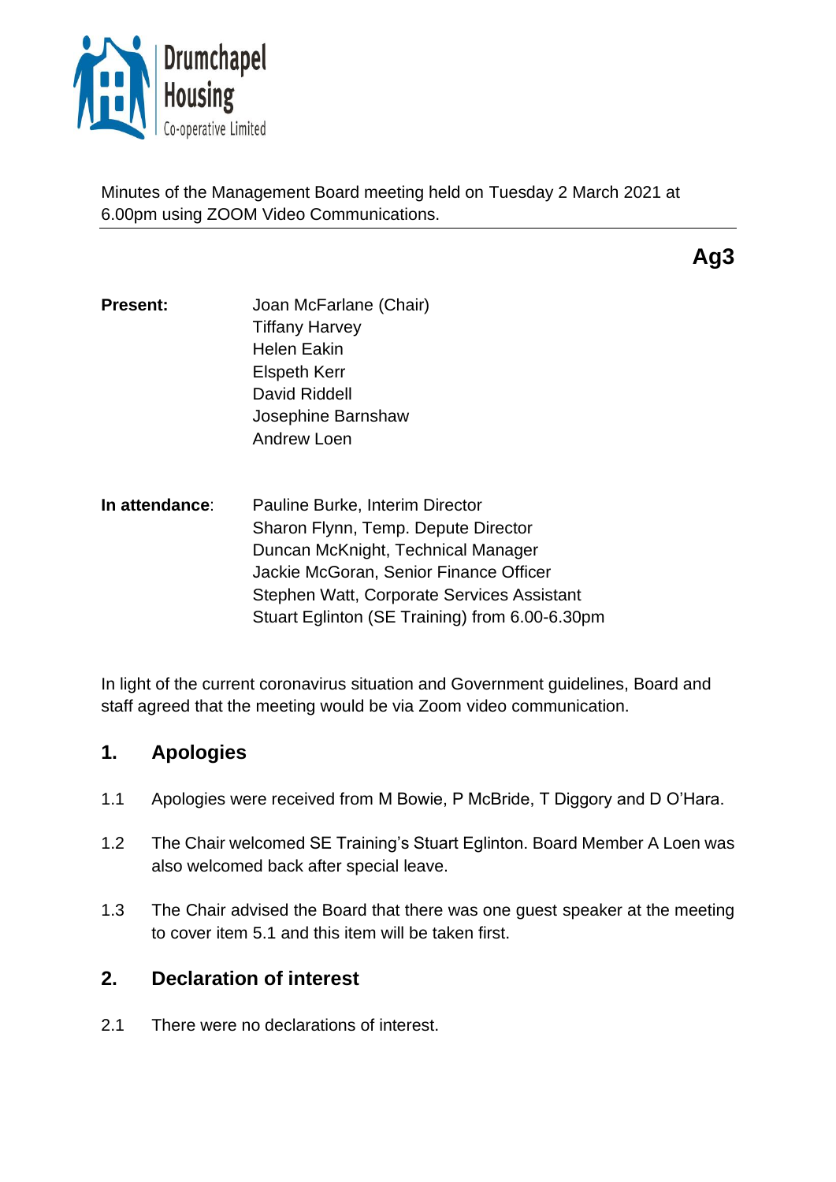Drumchapel Housing Co-operative Limited

Minutes of the Management Board meeting held on Tuesday 2 March 2021 at 6.00pm using ZOOM Video Communications.

**Ag3**

| **Present:** | Joan McFarlane (Chair) |
| --- | --- |
| | Tiffany Harvey |
| | Helen Eakin |
| | Elspeth Kerr |
| | David Riddell |
| | Josephine Barnshaw |
| | Andrew Loen |

| **In attendance**: | Pauline Burke, Interim Director |
| --- | --- |
| | Sharon Flynn, Temp. Depute Director |
| | Duncan McKnight, Technical Manager |
| | Jackie McGoran, Senior Finance Officer |
| | Stephen Watt, Corporate Services Assistant |
| | Stuart Eglinton (SE Training) from 6.00-6.30pm |

In light of the current coronavirus situation and Government guidelines, Board and staff agreed that the meeting would be via Zoom video communication.

## 1. Apologies

1.1 Apologies were received from M Bowie, P McBride, T Diggory and D O'Hara.

1.2 The Chair welcomed SE Training's Stuart Eglinton. Board Member A Loen was also welcomed back after special leave.

1.3 The Chair advised the Board that there was one guest speaker at the meeting to cover item 5.1 and this item will be taken first.

## 2. Declaration of interest

2.1 There were no declarations of interest.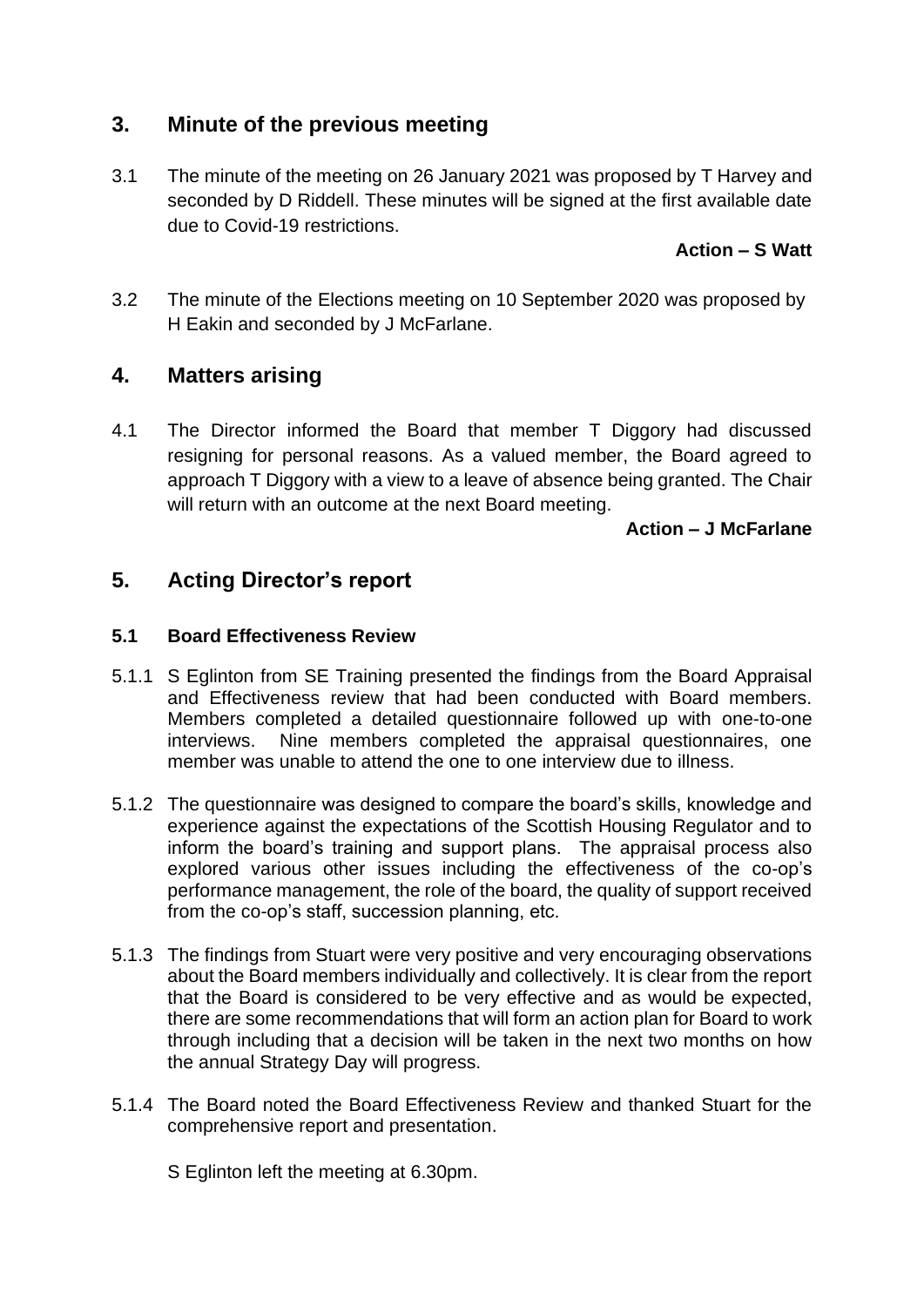## 3. Minute of the previous meeting

3.1 The minute of the meeting on 26 January 2021 was proposed by T Harvey and seconded by D Riddell. These minutes will be signed at the first available date due to Covid-19 restrictions.

**Action – S Watt**

3.2 The minute of the Elections meeting on 10 September 2020 was proposed by H Eakin and seconded by J McFarlane.

## 4. Matters arising

4.1 The Director informed the Board that member T Diggory had discussed resigning for personal reasons. As a valued member, the Board agreed to approach T Diggory with a view to a leave of absence being granted. The Chair will return with an outcome at the next Board meeting.

**Action – J McFarlane**

## 5. Acting Director's report

### 5.1 Board Effectiveness Review

5.1.1 S Eglinton from SE Training presented the findings from the Board Appraisal and Effectiveness review that had been conducted with Board members. Members completed a detailed questionnaire followed up with one-to-one interviews. Nine members completed the appraisal questionnaires, one member was unable to attend the one to one interview due to illness.

5.1.2 The questionnaire was designed to compare the board's skills, knowledge and experience against the expectations of the Scottish Housing Regulator and to inform the board's training and support plans. The appraisal process also explored various other issues including the effectiveness of the co-op's performance management, the role of the board, the quality of support received from the co-op's staff, succession planning, etc.

5.1.3 The findings from Stuart were very positive and very encouraging observations about the Board members individually and collectively. It is clear from the report that the Board is considered to be very effective and as would be expected, there are some recommendations that will form an action plan for Board to work through including that a decision will be taken in the next two months on how the annual Strategy Day will progress.

5.1.4 The Board noted the Board Effectiveness Review and thanked Stuart for the comprehensive report and presentation.

S Eglinton left the meeting at 6.30pm.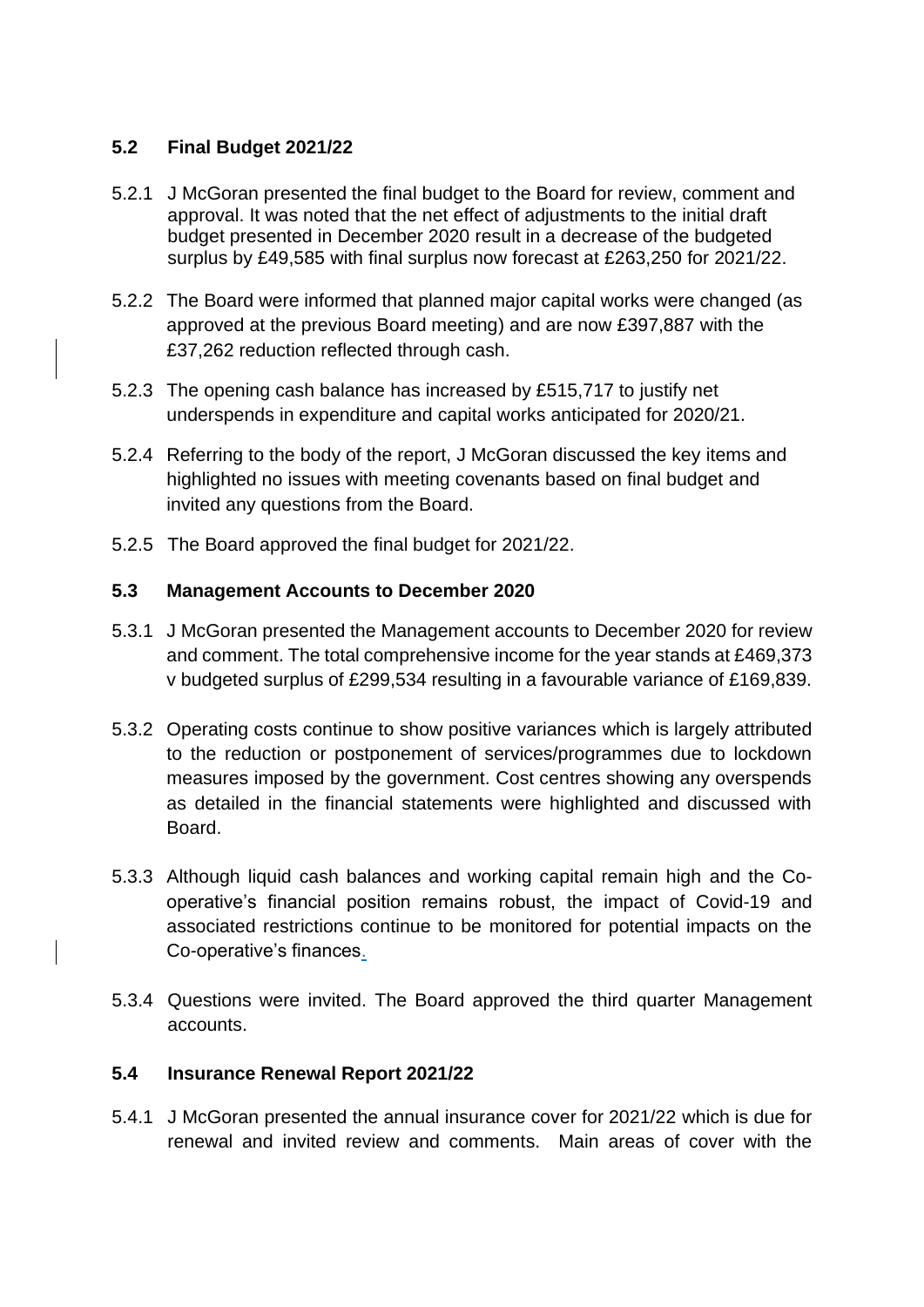### 5.2 Final Budget 2021/22

5.2.1 J McGoran presented the final budget to the Board for review, comment and approval. It was noted that the net effect of adjustments to the initial draft budget presented in December 2020 result in a decrease of the budgeted surplus by £49,585 with final surplus now forecast at £263,250 for 2021/22.

5.2.2 The Board were informed that planned major capital works were changed (as approved at the previous Board meeting) and are now £397,887 with the £37,262 reduction reflected through cash.

5.2.3 The opening cash balance has increased by £515,717 to justify net underspends in expenditure and capital works anticipated for 2020/21.

5.2.4 Referring to the body of the report, J McGoran discussed the key items and highlighted no issues with meeting covenants based on final budget and invited any questions from the Board.

5.2.5 The Board approved the final budget for 2021/22.

### 5.3 Management Accounts to December 2020

5.3.1 J McGoran presented the Management accounts to December 2020 for review and comment. The total comprehensive income for the year stands at £469,373 v budgeted surplus of £299,534 resulting in a favourable variance of £169,839.

5.3.2 Operating costs continue to show positive variances which is largely attributed to the reduction or postponement of services/programmes due to lockdown measures imposed by the government. Cost centres showing any overspends as detailed in the financial statements were highlighted and discussed with Board.

5.3.3 Although liquid cash balances and working capital remain high and the Co-operative's financial position remains robust, the impact of Covid-19 and associated restrictions continue to be monitored for potential impacts on the Co-operative's finances.

5.3.4 Questions were invited. The Board approved the third quarter Management accounts.

### 5.4 Insurance Renewal Report 2021/22

5.4.1 J McGoran presented the annual insurance cover for 2021/22 which is due for renewal and invited review and comments. Main areas of cover with the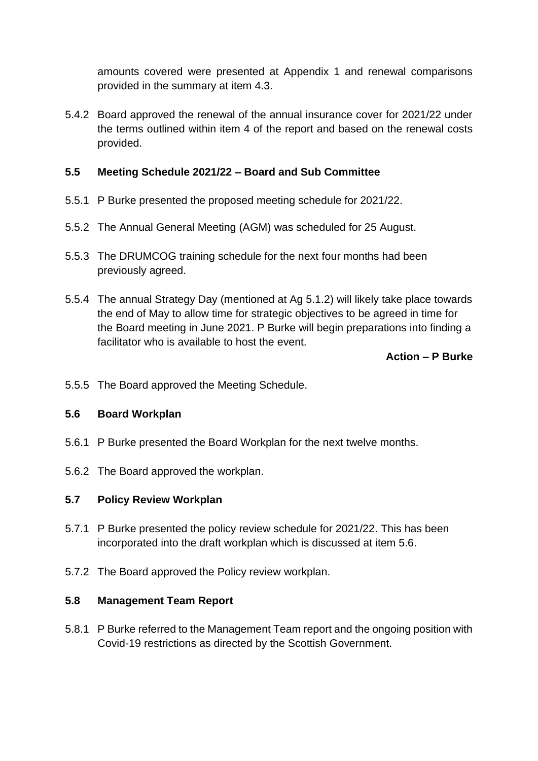amounts covered were presented at Appendix 1 and renewal comparisons provided in the summary at item 4.3.

5.4.2 Board approved the renewal of the annual insurance cover for 2021/22 under the terms outlined within item 4 of the report and based on the renewal costs provided.

**5.5 Meeting Schedule 2021/22 – Board and Sub Committee**

5.5.1 P Burke presented the proposed meeting schedule for 2021/22.

5.5.2 The Annual General Meeting (AGM) was scheduled for 25 August.

5.5.3 The DRUMCOG training schedule for the next four months had been previously agreed.

5.5.4 The annual Strategy Day (mentioned at Ag 5.1.2) will likely take place towards the end of May to allow time for strategic objectives to be agreed in time for the Board meeting in June 2021. P Burke will begin preparations into finding a facilitator who is available to host the event.

**Action – P Burke**

5.5.5 The Board approved the Meeting Schedule.

**5.6 Board Workplan**

5.6.1 P Burke presented the Board Workplan for the next twelve months.

5.6.2 The Board approved the workplan.

**5.7 Policy Review Workplan**

5.7.1 P Burke presented the policy review schedule for 2021/22. This has been incorporated into the draft workplan which is discussed at item 5.6.

5.7.2 The Board approved the Policy review workplan.

**5.8 Management Team Report**

5.8.1 P Burke referred to the Management Team report and the ongoing position with Covid-19 restrictions as directed by the Scottish Government.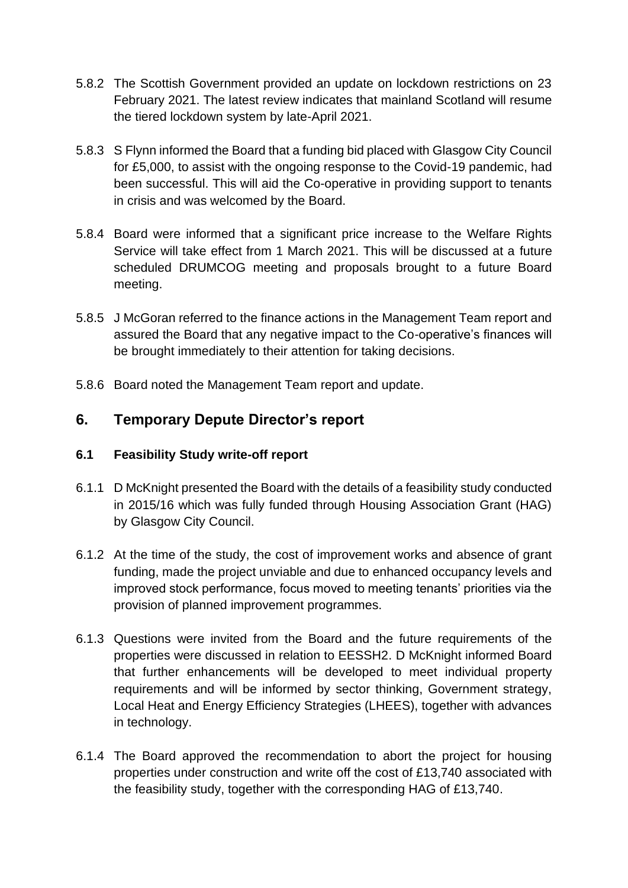5.8.2 The Scottish Government provided an update on lockdown restrictions on 23 February 2021. The latest review indicates that mainland Scotland will resume the tiered lockdown system by late-April 2021.

5.8.3 S Flynn informed the Board that a funding bid placed with Glasgow City Council for £5,000, to assist with the ongoing response to the Covid-19 pandemic, had been successful. This will aid the Co-operative in providing support to tenants in crisis and was welcomed by the Board.

5.8.4 Board were informed that a significant price increase to the Welfare Rights Service will take effect from 1 March 2021. This will be discussed at a future scheduled DRUMCOG meeting and proposals brought to a future Board meeting.

5.8.5 J McGoran referred to the finance actions in the Management Team report and assured the Board that any negative impact to the Co-operative's finances will be brought immediately to their attention for taking decisions.

5.8.6 Board noted the Management Team report and update.

## 6. Temporary Depute Director's report

### 6.1 Feasibility Study write-off report

6.1.1 D McKnight presented the Board with the details of a feasibility study conducted in 2015/16 which was fully funded through Housing Association Grant (HAG) by Glasgow City Council.

6.1.2 At the time of the study, the cost of improvement works and absence of grant funding, made the project unviable and due to enhanced occupancy levels and improved stock performance, focus moved to meeting tenants' priorities via the provision of planned improvement programmes.

6.1.3 Questions were invited from the Board and the future requirements of the properties were discussed in relation to EESSH2. D McKnight informed Board that further enhancements will be developed to meet individual property requirements and will be informed by sector thinking, Government strategy, Local Heat and Energy Efficiency Strategies (LHEES), together with advances in technology.

6.1.4 The Board approved the recommendation to abort the project for housing properties under construction and write off the cost of £13,740 associated with the feasibility study, together with the corresponding HAG of £13,740.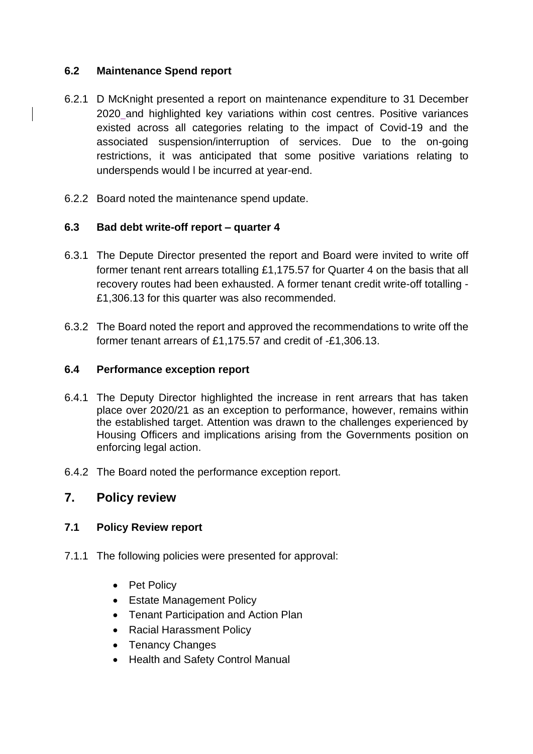### 6.2 Maintenance Spend report

6.2.1 D McKnight presented a report on maintenance expenditure to 31 December 2020 and highlighted key variations within cost centres. Positive variances existed across all categories relating to the impact of Covid-19 and the associated suspension/interruption of services. Due to the on-going restrictions, it was anticipated that some positive variations relating to underspends would l be incurred at year-end.

6.2.2 Board noted the maintenance spend update.

### 6.3 Bad debt write-off report – quarter 4

6.3.1 The Depute Director presented the report and Board were invited to write off former tenant rent arrears totalling £1,175.57 for Quarter 4 on the basis that all recovery routes had been exhausted. A former tenant credit write-off totalling -£1,306.13 for this quarter was also recommended.

6.3.2 The Board noted the report and approved the recommendations to write off the former tenant arrears of £1,175.57 and credit of -£1,306.13.

### 6.4 Performance exception report

6.4.1 The Deputy Director highlighted the increase in rent arrears that has taken place over 2020/21 as an exception to performance, however, remains within the established target. Attention was drawn to the challenges experienced by Housing Officers and implications arising from the Governments position on enforcing legal action.

6.4.2 The Board noted the performance exception report.

## 7. Policy review

### 7.1 Policy Review report

7.1.1 The following policies were presented for approval:

- Pet Policy
- Estate Management Policy
- Tenant Participation and Action Plan
- Racial Harassment Policy
- Tenancy Changes
- Health and Safety Control Manual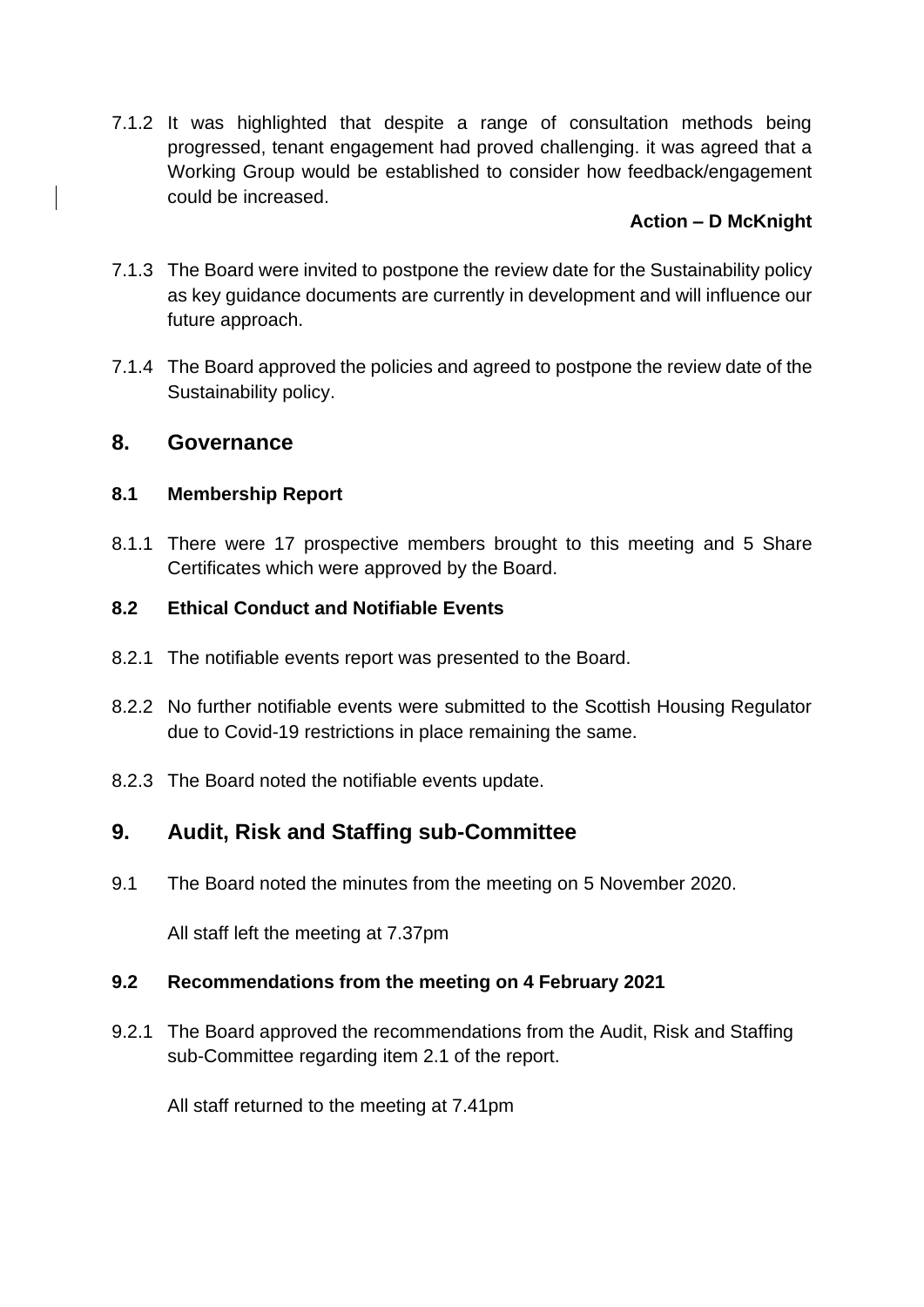7.1.2 It was highlighted that despite a range of consultation methods being progressed, tenant engagement had proved challenging. it was agreed that a Working Group would be established to consider how feedback/engagement could be increased.

**Action – D McKnight**

7.1.3 The Board were invited to postpone the review date for the Sustainability policy as key guidance documents are currently in development and will influence our future approach.

7.1.4 The Board approved the policies and agreed to postpone the review date of the Sustainability policy.

## 8. Governance

### 8.1 Membership Report

8.1.1 There were 17 prospective members brought to this meeting and 5 Share Certificates which were approved by the Board.

### 8.2 Ethical Conduct and Notifiable Events

8.2.1 The notifiable events report was presented to the Board.

8.2.2 No further notifiable events were submitted to the Scottish Housing Regulator due to Covid-19 restrictions in place remaining the same.

8.2.3 The Board noted the notifiable events update.

## 9. Audit, Risk and Staffing sub-Committee

9.1 The Board noted the minutes from the meeting on 5 November 2020.

All staff left the meeting at 7.37pm

### 9.2 Recommendations from the meeting on 4 February 2021

9.2.1 The Board approved the recommendations from the Audit, Risk and Staffing sub-Committee regarding item 2.1 of the report.

All staff returned to the meeting at 7.41pm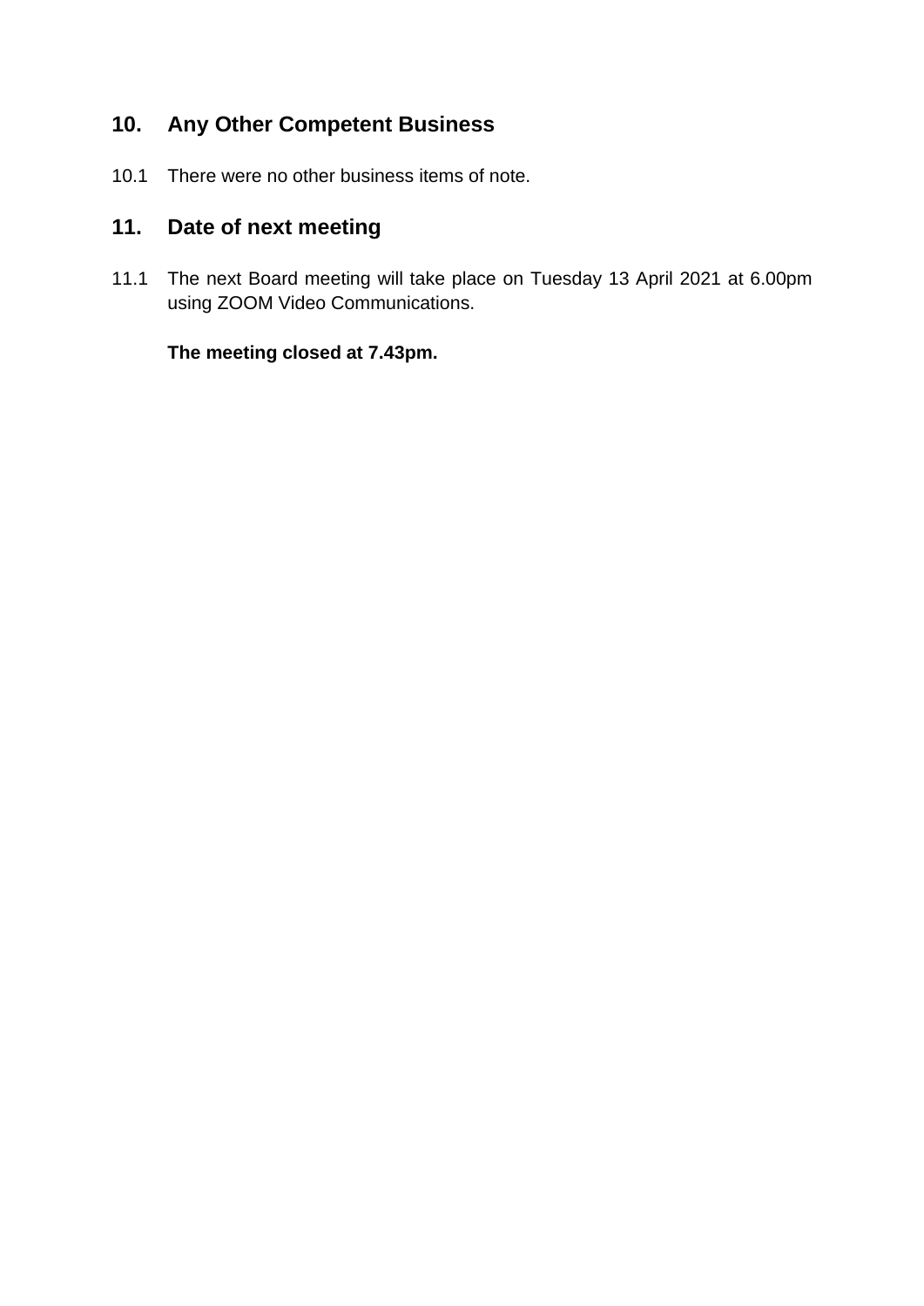## 10. Any Other Competent Business

10.1 There were no other business items of note.

## 11. Date of next meeting

11.1 The next Board meeting will take place on Tuesday 13 April 2021 at 6.00pm using ZOOM Video Communications.

**The meeting closed at 7.43pm.**